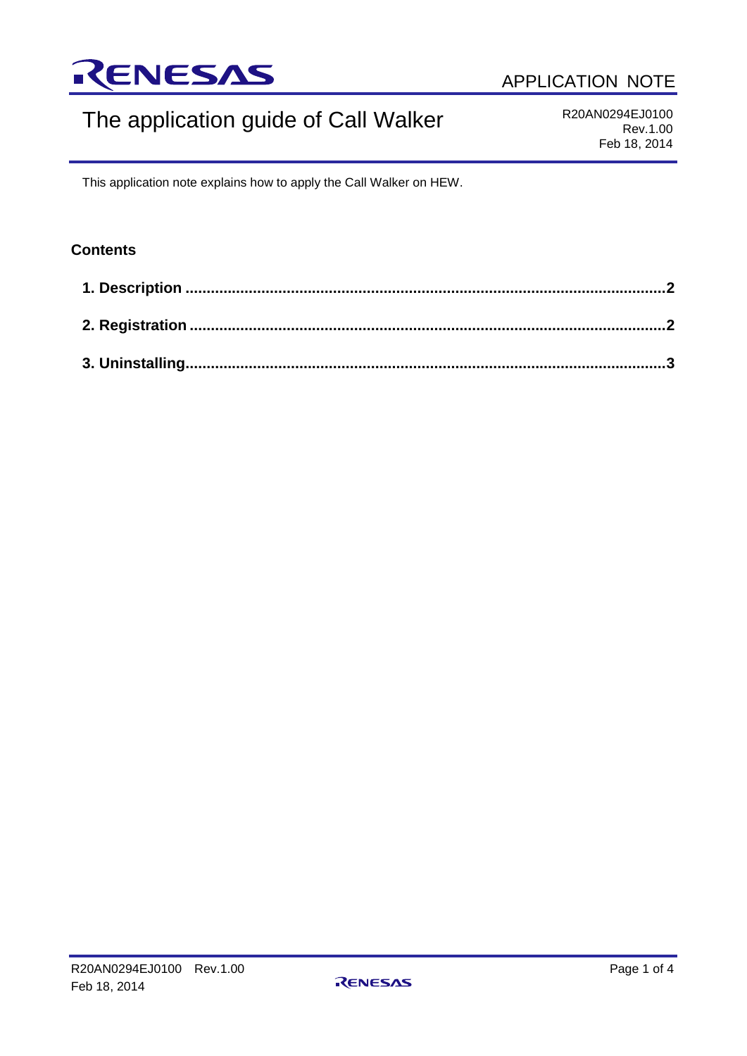APPLICATION NOTE

# The application guide of Call Walker

R20AN0294EJ0100
Rev.1.00
Feb 18, 2014

This application note explains how to apply the Call Walker on HEW.

## Contents

**1. Description .......................................................................................................... 2**

**2. Registration ......................................................................................................... 2**

**3. Uninstalling.......................................................................................................... 3**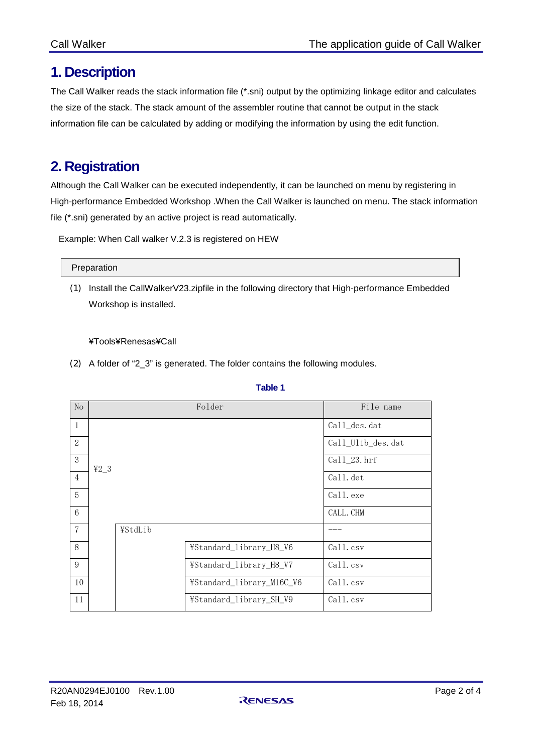# 1. Description

The Call Walker reads the stack information file (*.sni) output by the optimizing linkage editor and calculates the size of the stack. The stack amount of the assembler routine that cannot be output in the stack information file can be calculated by adding or modifying the information by using the edit function.

# 2. Registration

Although the Call Walker can be executed independently, it can be launched on menu by registering in High-performance Embedded Workshop .When the Call Walker is launched on menu. The stack information file (*.sni) generated by an active project is read automatically.

Example: When Call walker V.2.3 is registered on HEW

| Preparation |
|---|

(1) Install the CallWalkerV23.zipfile in the following directory that High-performance Embedded Workshop is installed.

¥Tools¥Renesas¥Call

(2) A folder of "2_3" is generated. The folder contains the following modules.

**Table 1**

| No | Folder | | | File name |
|---|---|---|---|---|
| 1 | ¥2_3 | | | Call_des.dat |
| 2 | | | | Call_Ulib_des.dat |
| 3 | | | | Call_23.hrf |
| 4 | | | | Call.det |
| 5 | | | | Call.exe |
| 6 | | | | CALL.CHM |
| 7 | | ¥StdLib | | --- |
| 8 | | | ¥Standard_library_H8_V6 | Call.csv |
| 9 | | | ¥Standard_library_H8_V7 | Call.csv |
| 10 | | | ¥Standard_library_M16C_V6 | Call.csv |
| 11 | | | ¥Standard_library_SH_V9 | Call.csv |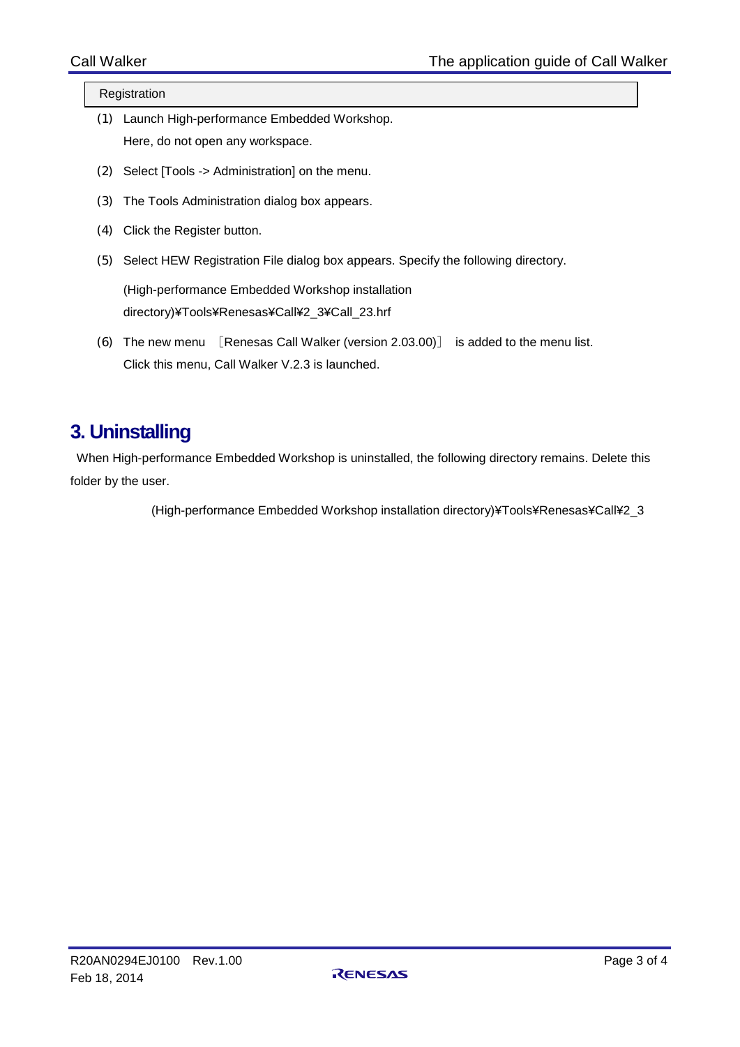Registration

(1) Launch High-performance Embedded Workshop.
Here, do not open any workspace.

(2) Select [Tools -> Administration] on the menu.

(3) The Tools Administration dialog box appears.

(4) Click the Register button.

(5) Select HEW Registration File dialog box appears. Specify the following directory.

(High-performance Embedded Workshop installation directory)¥Tools¥Renesas¥Call¥2_3¥Call_23.hrf

(6) The new menu ［Renesas Call Walker (version 2.03.00)］ is added to the menu list.
Click this menu, Call Walker V.2.3 is launched.

# 3. Uninstalling

When High-performance Embedded Workshop is uninstalled, the following directory remains. Delete this folder by the user.

(High-performance Embedded Workshop installation directory)¥Tools¥Renesas¥Call¥2_3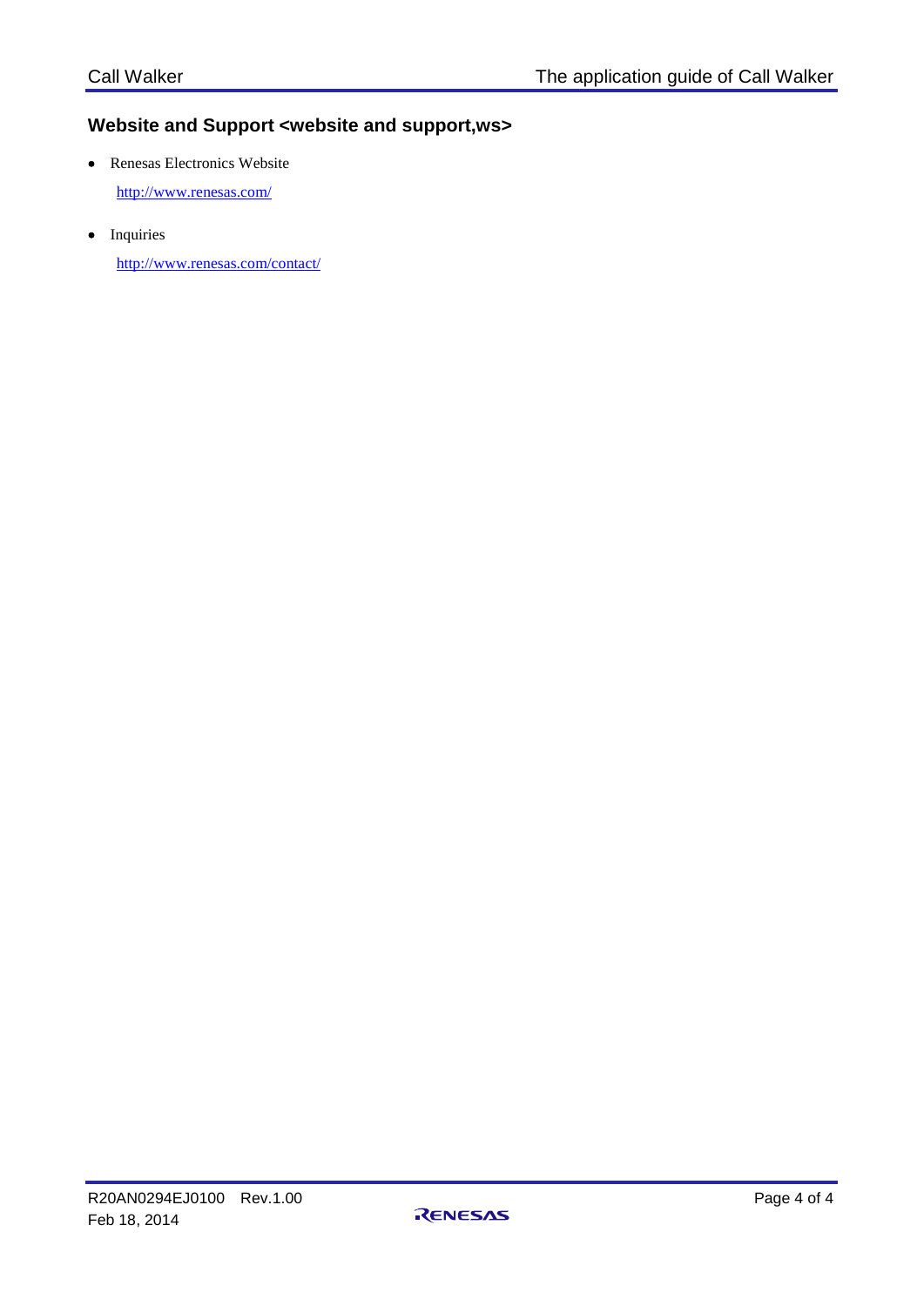## Website and Support <website and support,ws>

- Renesas Electronics Website

  http://www.renesas.com/

- Inquiries

  http://www.renesas.com/contact/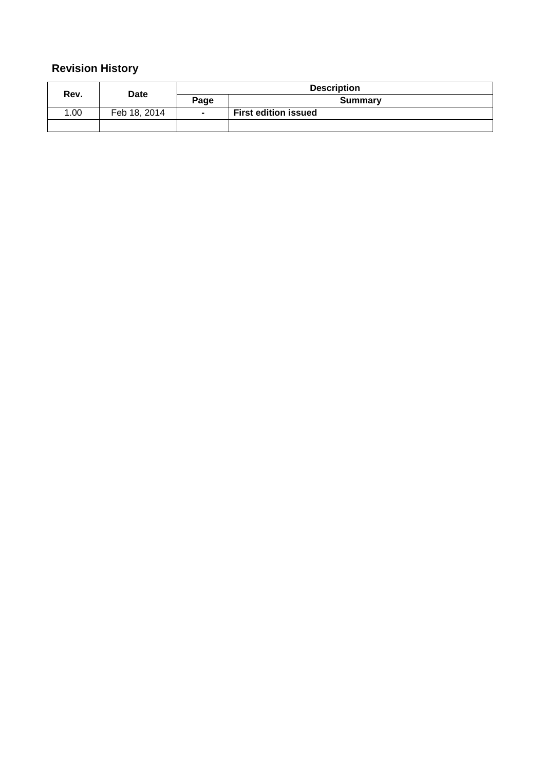## Revision History

| Rev. | Date | Description | |
|---|---|---|---|
| | | Page | Summary |
| 1.00 | Feb 18, 2014 | - | **First edition issued** |
| | | | |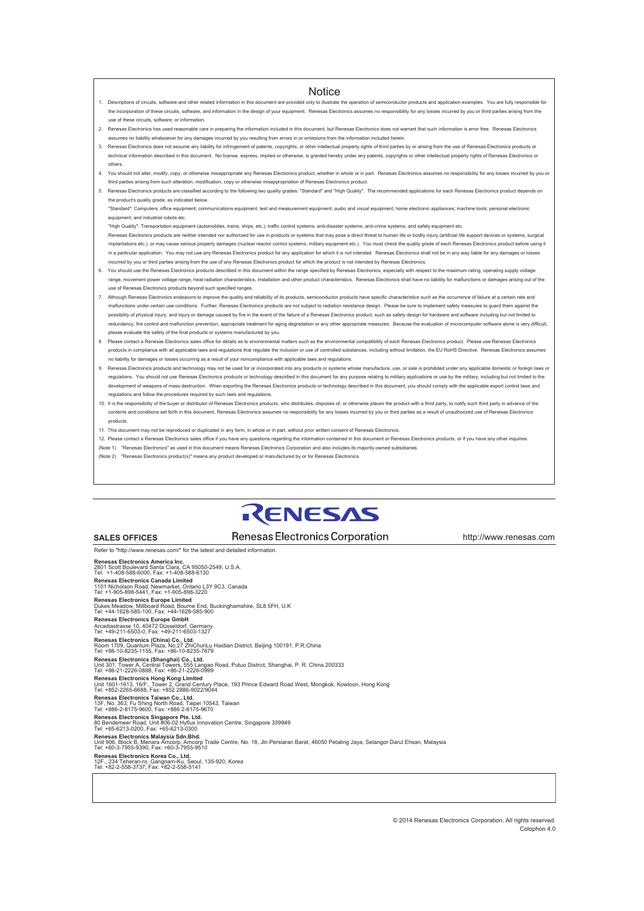# Notice

1. Descriptions of circuits, software and other related information in this document are provided only to illustrate the operation of semiconductor products and application examples. You are fully responsible for the incorporation of these circuits, software, and information in the design of your equipment. Renesas Electronics assumes no responsibility for any losses incurred by you or third parties arising from the use of these circuits, software, or information.
2. Renesas Electronics has used reasonable care in preparing the information included in this document, but Renesas Electronics does not warrant that such information is error free. Renesas Electronics assumes no liability whatsoever for any damages incurred by you resulting from errors in or omissions from the information included herein.
3. Renesas Electronics does not assume any liability for infringement of patents, copyrights, or other intellectual property rights of third parties by or arising from the use of Renesas Electronics products or technical information described in this document. No license, express, implied or otherwise, is granted hereby under any patents, copyrights or other intellectual property rights of Renesas Electronics or others.
4. You should not alter, modify, copy, or otherwise misappropriate any Renesas Electronics product, whether in whole or in part. Renesas Electronics assumes no responsibility for any losses incurred by you or third parties arising from such alteration, modification, copy or otherwise misappropriation of Renesas Electronics product.
5. Renesas Electronics products are classified according to the following two quality grades: "Standard" and "High Quality". The recommended applications for each Renesas Electronics product depends on the product's quality grade, as indicated below.

   "Standard": Computers; office equipment; communications equipment; test and measurement equipment; audio and visual equipment; home electronic appliances; machine tools; personal electronic equipment; and industrial robots etc.

   "High Quality": Transportation equipment (automobiles, trains, ships, etc.); traffic control systems; anti-disaster systems; anti-crime systems; and safety equipment etc.

   Renesas Electronics products are neither intended nor authorized for use in products or systems that may pose a direct threat to human life or bodily injury (artificial life support devices or systems, surgical implantations etc.), or may cause serious property damages (nuclear reactor control systems, military equipment etc.). You must check the quality grade of each Renesas Electronics product before using it in a particular application. You may not use any Renesas Electronics product for any application for which it is not intended. Renesas Electronics shall not be in any way liable for any damages or losses incurred by you or third parties arising from the use of any Renesas Electronics product for which the product is not intended by Renesas Electronics.
6. You should use the Renesas Electronics products described in this document within the range specified by Renesas Electronics, especially with respect to the maximum rating, operating supply voltage range, movement power voltage range, heat radiation characteristics, installation and other product characteristics. Renesas Electronics shall have no liability for malfunctions or damages arising out of the use of Renesas Electronics products beyond such specified ranges.
7. Although Renesas Electronics endeavors to improve the quality and reliability of its products, semiconductor products have specific characteristics such as the occurrence of failure at a certain rate and malfunctions under certain use conditions. Further, Renesas Electronics products are not subject to radiation resistance design. Please be sure to implement safety measures to guard them against the possibility of physical injury, and injury or damage caused by fire in the event of the failure of a Renesas Electronics product, such as safety design for hardware and software including but not limited to redundancy, fire control and malfunction prevention, appropriate treatment for aging degradation or any other appropriate measures. Because the evaluation of microcomputer software alone is very difficult, please evaluate the safety of the final products or systems manufactured by you.
8. Please contact a Renesas Electronics sales office for details as to environmental matters such as the environmental compatibility of each Renesas Electronics product. Please use Renesas Electronics products in compliance with all applicable laws and regulations that regulate the inclusion or use of controlled substances, including without limitation, the EU RoHS Directive. Renesas Electronics assumes no liability for damages or losses occurring as a result of your noncompliance with applicable laws and regulations.
9. Renesas Electronics products and technology may not be used for or incorporated into any products or systems whose manufacture, use, or sale is prohibited under any applicable domestic or foreign laws or regulations. You should not use Renesas Electronics products or technology described in this document for any purpose relating to military applications or use by the military, including but not limited to the development of weapons of mass destruction. When exporting the Renesas Electronics products or technology described in this document, you should comply with the applicable export control laws and regulations and follow the procedures required by such laws and regulations.
10. It is the responsibility of the buyer or distributor of Renesas Electronics products, who distributes, disposes of, or otherwise places the product with a third party, to notify such third party in advance of the contents and conditions set forth in this document, Renesas Electronics assumes no responsibility for any losses incurred by you or third parties as a result of unauthorized use of Renesas Electronics products.
11. This document may not be reproduced or duplicated in any form, in whole or in part, without prior written consent of Renesas Electronics.
12. Please contact a Renesas Electronics sales office if you have any questions regarding the information contained in this document or Renesas Electronics products, or if you have any other inquiries.

(Note 1) "Renesas Electronics" as used in this document means Renesas Electronics Corporation and also includes its majority-owned subsidiaries.

(Note 2) "Renesas Electronics product(s)" means any product developed or manufactured by or for Renesas Electronics.

RENESAS

**SALES OFFICES** Renesas Electronics Corporation http://www.renesas.com

Refer to "http://www.renesas.com/" for the latest and detailed information.

**Renesas Electronics America Inc.**
2801 Scott Boulevard Santa Clara, CA 95050-2549, U.S.A.
Tel: +1-408-588-6000, Fax: +1-408-588-6130

**Renesas Electronics Canada Limited**
1101 Nicholson Road, Newmarket, Ontario L3Y 9C3, Canada
Tel: +1-905-898-5441, Fax: +1-905-898-3220

**Renesas Electronics Europe Limited**
Dukes Meadow, Millboard Road, Bourne End, Buckinghamshire, SL8 5FH, U.K
Tel: +44-1628-585-100, Fax: +44-1628-585-900

**Renesas Electronics Europe GmbH**
Arcadiastrasse 10, 40472 Düsseldorf, Germany
Tel: +49-211-6503-0, Fax: +49-211-6503-1327

**Renesas Electronics (China) Co., Ltd.**
Room 1709, Quantum Plaza, No.27 ZhiChunLu Haidian District, Beijing 100191, P.R.China
Tel: +86-10-8235-1155, Fax: +86-10-8235-7679

**Renesas Electronics (Shanghai) Co., Ltd.**
Unit 301, Tower A, Central Towers, 555 Langao Road, Putuo District, Shanghai, P. R. China 200333
Tel: +86-21-2226-0888, Fax: +86-21-2226-0999

**Renesas Electronics Hong Kong Limited**
Unit 1601-1613, 16/F., Tower 2, Grand Century Place, 193 Prince Edward Road West, Mongkok, Kowloon, Hong Kong
Tel: +852-2265-6688, Fax: +852 2886-9022/9044

**Renesas Electronics Taiwan Co., Ltd.**
13F, No. 363, Fu Shing North Road, Taipei 10543, Taiwan
Tel: +886-2-8175-9600, Fax: +886 2-8175-9670

**Renesas Electronics Singapore Pte. Ltd.**
80 Bendemeer Road, Unit #06-02 Hyflux Innovation Centre, Singapore 339949
Tel: +65-6213-0200, Fax: +65-6213-0300

**Renesas Electronics Malaysia Sdn.Bhd.**
Unit 906, Block B, Menara Amcorp, Amcorp Trade Centre, No. 18, Jln Persiaran Barat, 46050 Petaling Jaya, Selangor Darul Ehsan, Malaysia
Tel: +60-3-7955-9390, Fax: +60-3-7955-9510

**Renesas Electronics Korea Co., Ltd.**
12F., 234 Teheran-ro, Gangnam-Ku, Seoul, 135-920, Korea
Tel: +82-2-558-3737, Fax: +82-2-558-5141

© 2014 Renesas Electronics Corporation. All rights reserved.
Colophon 4.0